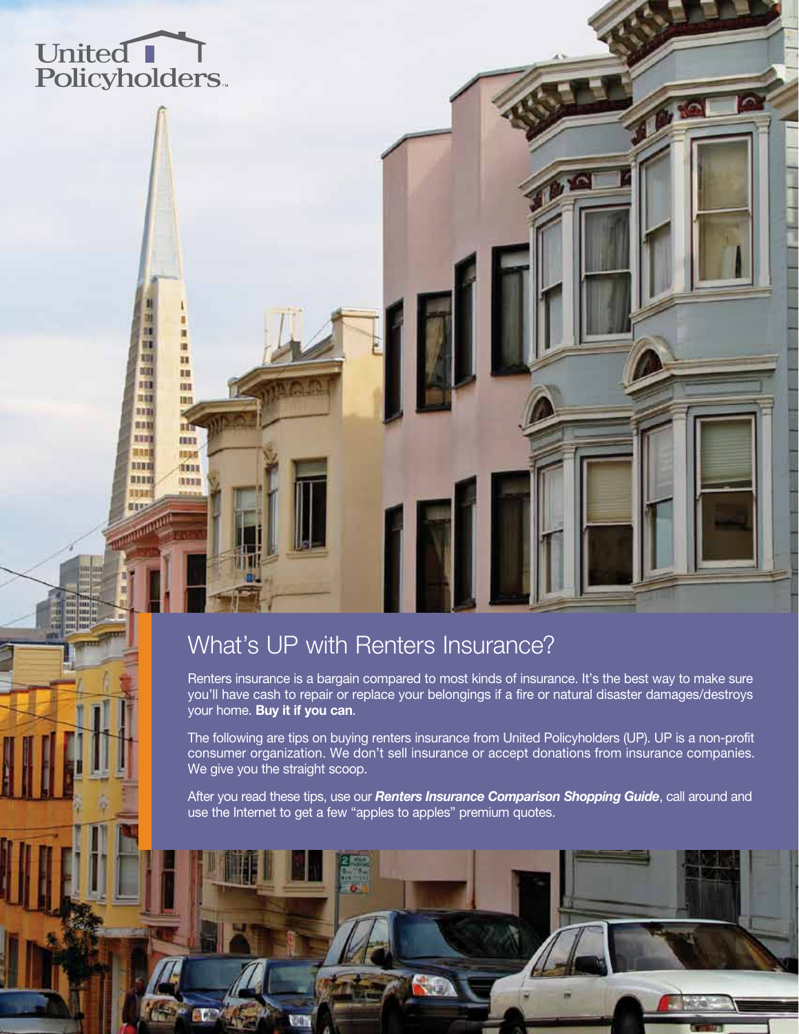United Policyholders

# What's UP with Renters Insurance?

Renters insurance is a bargain compared to most kinds of insurance. It's the best way to make sure you'll have cash to repair or replace your belongings if a fire or natural disaster damages/destroys your home. **Buy it if you can**.

The following are tips on buying renters insurance from United Policyholders (UP). UP is a non-profit consumer organization. We don't sell insurance or accept donations from insurance companies. We give you the straight scoop.

After you read these tips, use our ***Renters Insurance Comparison Shopping Guide***, call around and use the Internet to get a few "apples to apples" premium quotes.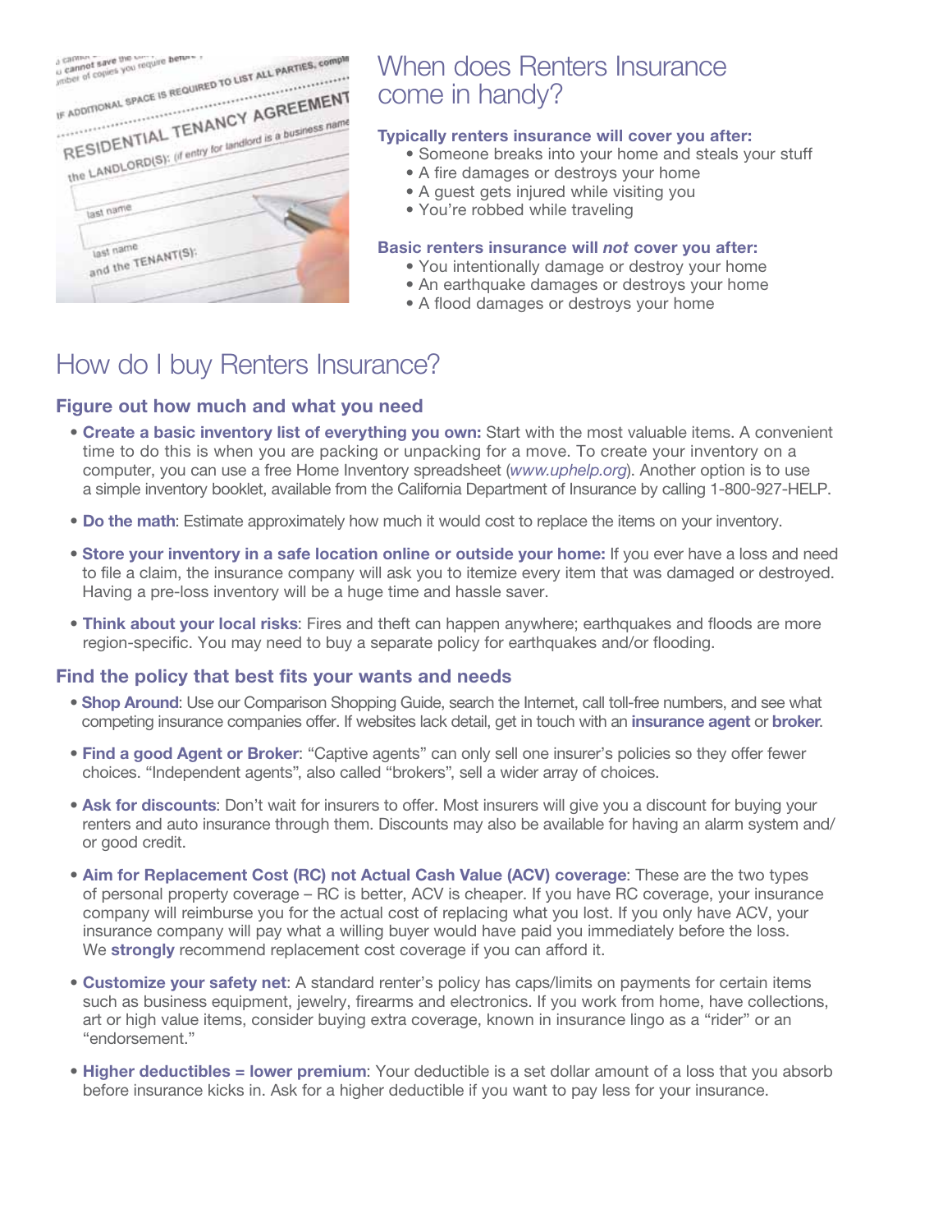## When does Renters Insurance come in handy?

**Typically renters insurance will cover you after:**

- Someone breaks into your home and steals your stuff
- A fire damages or destroys your home
- A guest gets injured while visiting you
- You're robbed while traveling

**Basic renters insurance will *not* cover you after:**

- You intentionally damage or destroy your home
- An earthquake damages or destroys your home
- A flood damages or destroys your home

# How do I buy Renters Insurance?

### Figure out how much and what you need

- **Create a basic inventory list of everything you own:** Start with the most valuable items. A convenient time to do this is when you are packing or unpacking for a move. To create your inventory on a computer, you can use a free Home Inventory spreadsheet (*www.uphelp.org*). Another option is to use a simple inventory booklet, available from the California Department of Insurance by calling 1-800-927-HELP.

- **Do the math**: Estimate approximately how much it would cost to replace the items on your inventory.

- **Store your inventory in a safe location online or outside your home:** If you ever have a loss and need to file a claim, the insurance company will ask you to itemize every item that was damaged or destroyed. Having a pre-loss inventory will be a huge time and hassle saver.

- **Think about your local risks**: Fires and theft can happen anywhere; earthquakes and floods are more region-specific. You may need to buy a separate policy for earthquakes and/or flooding.

### Find the policy that best fits your wants and needs

- **Shop Around**: Use our Comparison Shopping Guide, search the Internet, call toll-free numbers, and see what competing insurance companies offer. If websites lack detail, get in touch with an **insurance agent** or **broker**.

- **Find a good Agent or Broker**: "Captive agents" can only sell one insurer's policies so they offer fewer choices. "Independent agents", also called "brokers", sell a wider array of choices.

- **Ask for discounts**: Don't wait for insurers to offer. Most insurers will give you a discount for buying your renters and auto insurance through them. Discounts may also be available for having an alarm system and/or good credit.

- **Aim for Replacement Cost (RC) not Actual Cash Value (ACV) coverage**: These are the two types of personal property coverage – RC is better, ACV is cheaper. If you have RC coverage, your insurance company will reimburse you for the actual cost of replacing what you lost. If you only have ACV, your insurance company will pay what a willing buyer would have paid you immediately before the loss. We **strongly** recommend replacement cost coverage if you can afford it.

- **Customize your safety net**: A standard renter's policy has caps/limits on payments for certain items such as business equipment, jewelry, firearms and electronics. If you work from home, have collections, art or high value items, consider buying extra coverage, known in insurance lingo as a "rider" or an "endorsement."

- **Higher deductibles = lower premium**: Your deductible is a set dollar amount of a loss that you absorb before insurance kicks in. Ask for a higher deductible if you want to pay less for your insurance.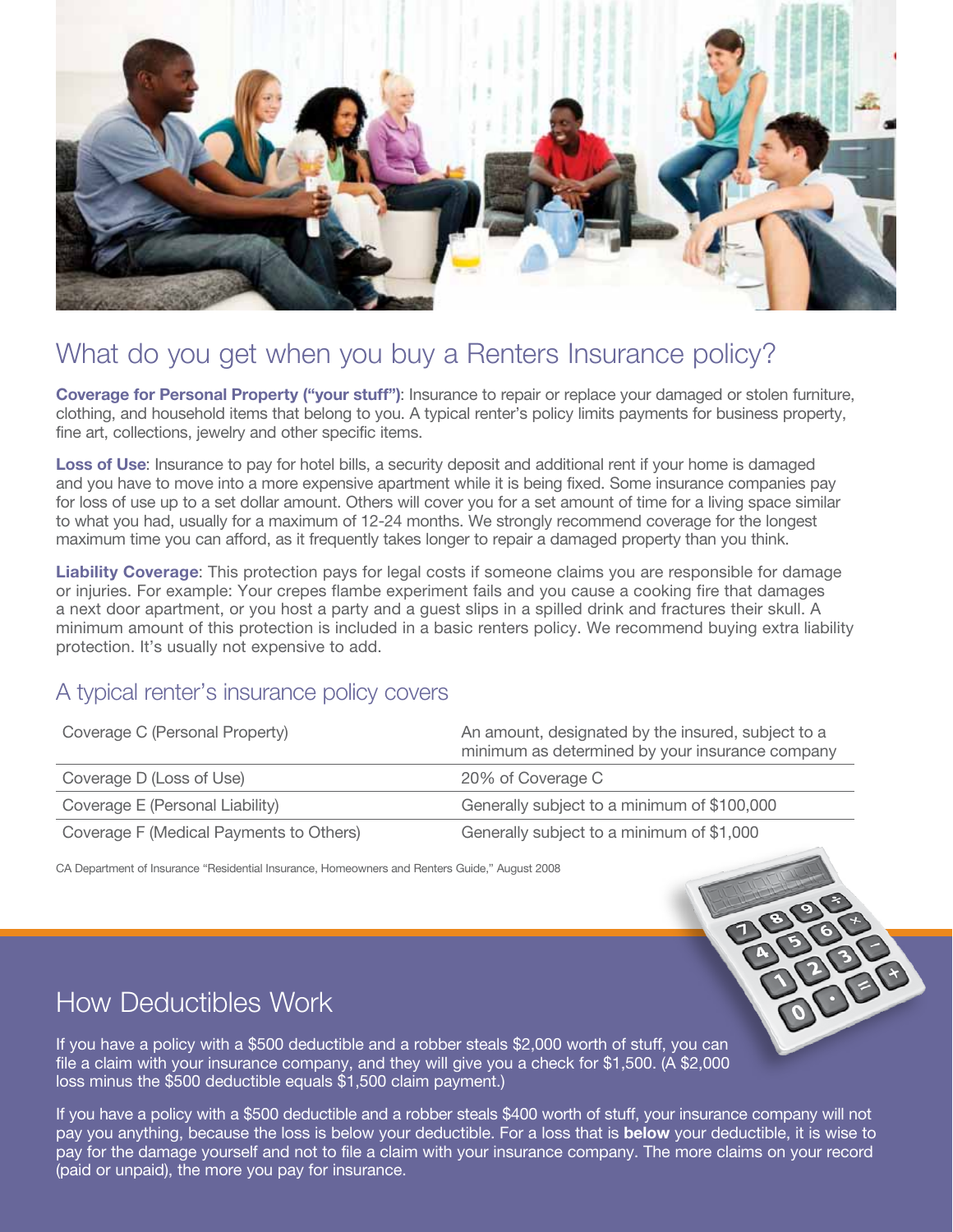## What do you get when you buy a Renters Insurance policy?

**Coverage for Personal Property ("your stuff")**: Insurance to repair or replace your damaged or stolen furniture, clothing, and household items that belong to you. A typical renter's policy limits payments for business property, fine art, collections, jewelry and other specific items.

**Loss of Use**: Insurance to pay for hotel bills, a security deposit and additional rent if your home is damaged and you have to move into a more expensive apartment while it is being fixed. Some insurance companies pay for loss of use up to a set dollar amount. Others will cover you for a set amount of time for a living space similar to what you had, usually for a maximum of 12-24 months. We strongly recommend coverage for the longest maximum time you can afford, as it frequently takes longer to repair a damaged property than you think.

**Liability Coverage**: This protection pays for legal costs if someone claims you are responsible for damage or injuries. For example: Your crepes flambe experiment fails and you cause a cooking fire that damages a next door apartment, or you host a party and a guest slips in a spilled drink and fractures their skull. A minimum amount of this protection is included in a basic renters policy. We recommend buying extra liability protection. It's usually not expensive to add.

### A typical renter's insurance policy covers

| Coverage | Amount |
| --- | --- |
| Coverage C (Personal Property) | An amount, designated by the insured, subject to a minimum as determined by your insurance company |
| Coverage D (Loss of Use) | 20% of Coverage C |
| Coverage E (Personal Liability) | Generally subject to a minimum of $100,000 |
| Coverage F (Medical Payments to Others) | Generally subject to a minimum of $1,000 |

CA Department of Insurance "Residential Insurance, Homeowners and Renters Guide," August 2008

## How Deductibles Work

If you have a policy with a $500 deductible and a robber steals $2,000 worth of stuff, you can file a claim with your insurance company, and they will give you a check for $1,500. (A $2,000 loss minus the $500 deductible equals $1,500 claim payment.)

If you have a policy with a $500 deductible and a robber steals $400 worth of stuff, your insurance company will not pay you anything, because the loss is below your deductible. For a loss that is **below** your deductible, it is wise to pay for the damage yourself and not to file a claim with your insurance company. The more claims on your record (paid or unpaid), the more you pay for insurance.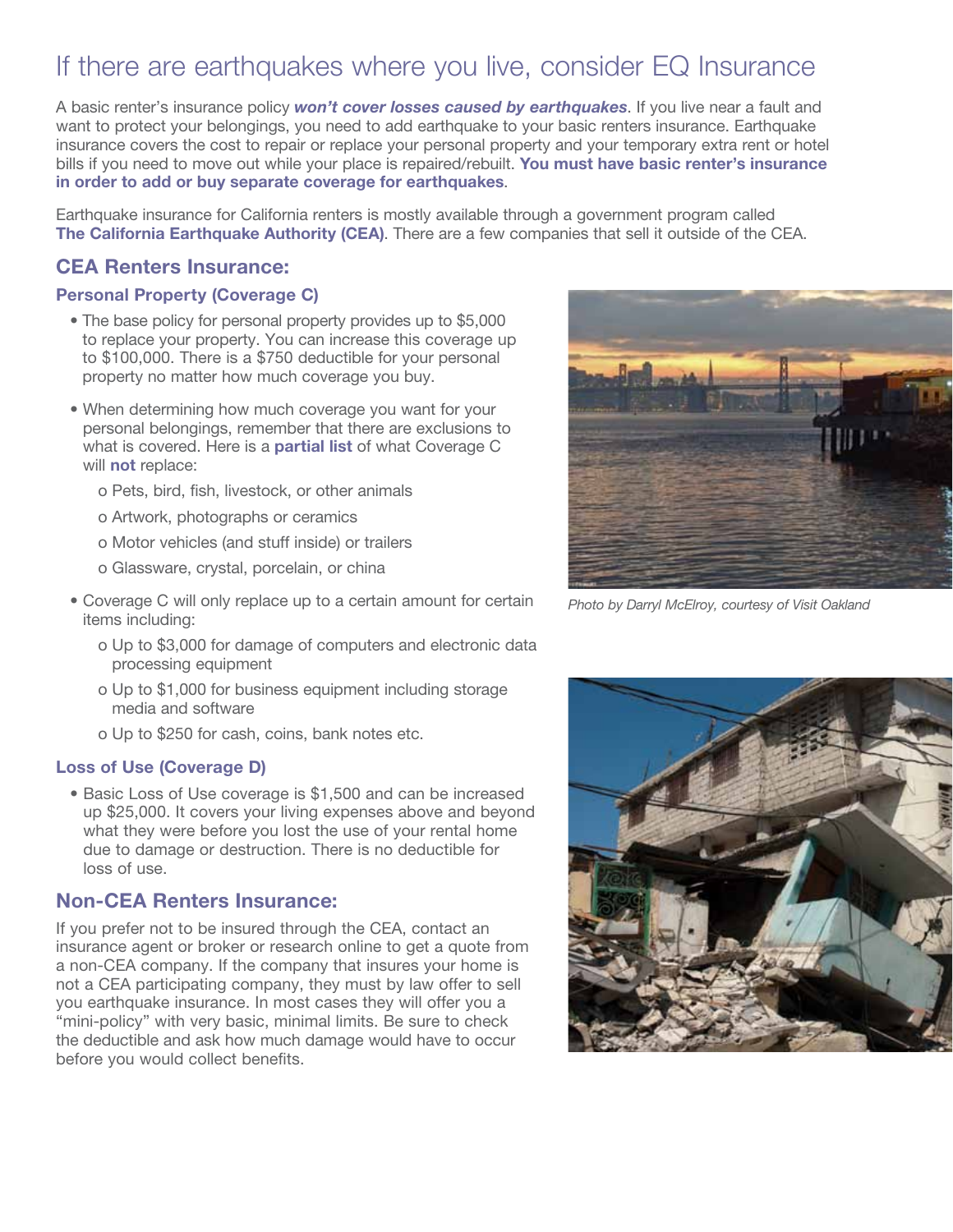# If there are earthquakes where you live, consider EQ Insurance

A basic renter's insurance policy ***won't cover losses caused by earthquakes***. If you live near a fault and want to protect your belongings, you need to add earthquake to your basic renters insurance. Earthquake insurance covers the cost to repair or replace your personal property and your temporary extra rent or hotel bills if you need to move out while your place is repaired/rebuilt. **You must have basic renter's insurance in order to add or buy separate coverage for earthquakes**.

Earthquake insurance for California renters is mostly available through a government program called **The California Earthquake Authority (CEA)**. There are a few companies that sell it outside of the CEA.

## CEA Renters Insurance:

### Personal Property (Coverage C)

- The base policy for personal property provides up to $5,000 to replace your property. You can increase this coverage up to $100,000. There is a $750 deductible for your personal property no matter how much coverage you buy.
- When determining how much coverage you want for your personal belongings, remember that there are exclusions to what is covered. Here is a **partial list** of what Coverage C will **not** replace:
  - Pets, bird, fish, livestock, or other animals
  - Artwork, photographs or ceramics
  - Motor vehicles (and stuff inside) or trailers
  - Glassware, crystal, porcelain, or china
- Coverage C will only replace up to a certain amount for certain items including:
  - Up to $3,000 for damage of computers and electronic data processing equipment
  - Up to $1,000 for business equipment including storage media and software
  - Up to $250 for cash, coins, bank notes etc.

### Loss of Use (Coverage D)

- Basic Loss of Use coverage is $1,500 and can be increased up $25,000. It covers your living expenses above and beyond what they were before you lost the use of your rental home due to damage or destruction. There is no deductible for loss of use.

## Non-CEA Renters Insurance:

If you prefer not to be insured through the CEA, contact an insurance agent or broker or research online to get a quote from a non-CEA company. If the company that insures your home is not a CEA participating company, they must by law offer to sell you earthquake insurance. In most cases they will offer you a "mini-policy" with very basic, minimal limits. Be sure to check the deductible and ask how much damage would have to occur before you would collect benefits.

*Photo by Darryl McElroy, courtesy of Visit Oakland*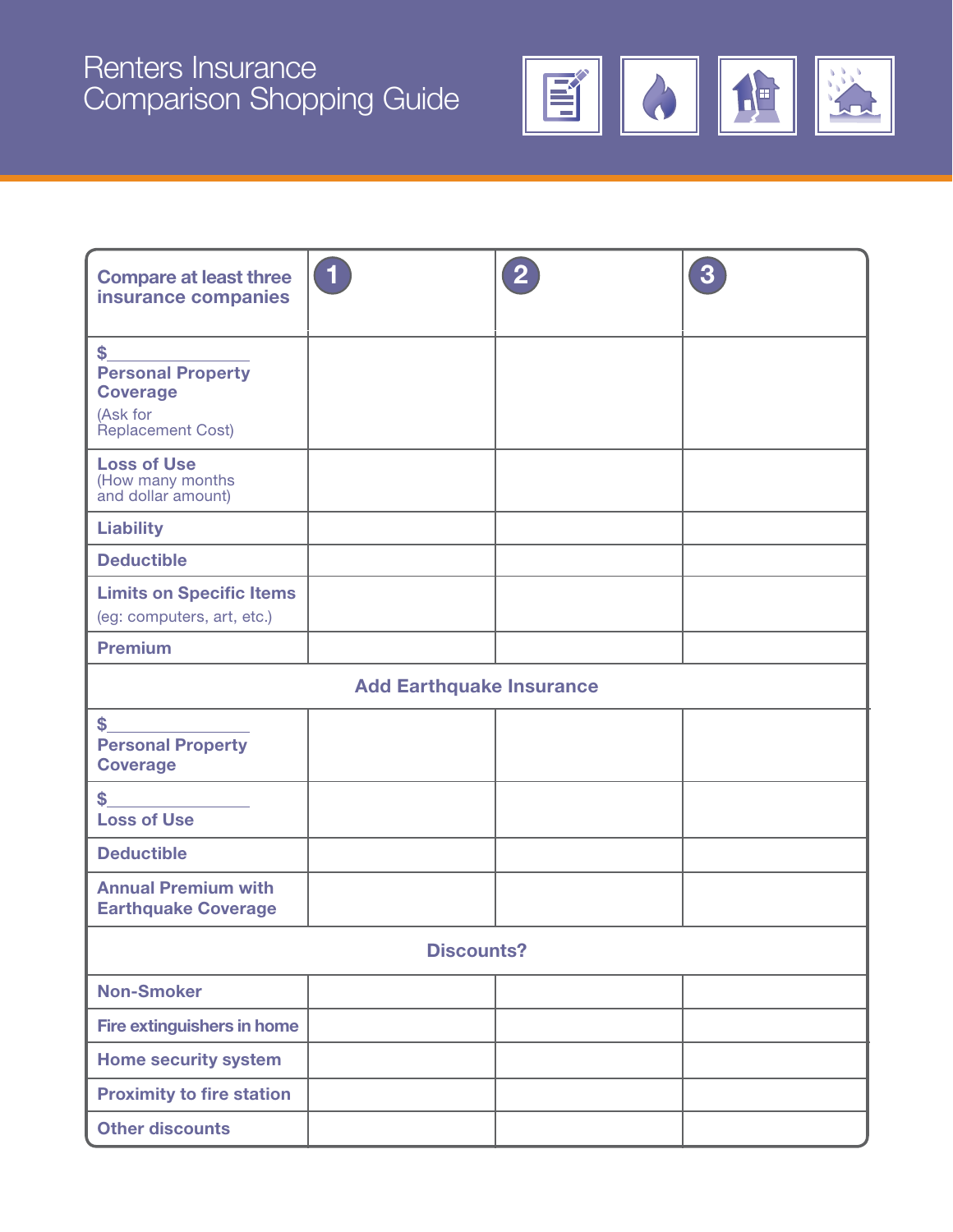# Renters Insurance Comparison Shopping Guide

| Compare at least three insurance companies | 1 | 2 | 3 |
|---|---|---|---|
| $__________ **Personal Property Coverage** (Ask for Replacement Cost) | | | |
| **Loss of Use** (How many months and dollar amount) | | | |
| **Liability** | | | |
| **Deductible** | | | |
| **Limits on Specific Items** (eg: computers, art, etc.) | | | |
| **Premium** | | | |
| **Add Earthquake Insurance** | | | |
| $__________ **Personal Property Coverage** | | | |
| $__________ **Loss of Use** | | | |
| **Deductible** | | | |
| **Annual Premium with Earthquake Coverage** | | | |
| **Discounts?** | | | |
| **Non-Smoker** | | | |
| **Fire extinguishers in home** | | | |
| **Home security system** | | | |
| **Proximity to fire station** | | | |
| **Other discounts** | | | |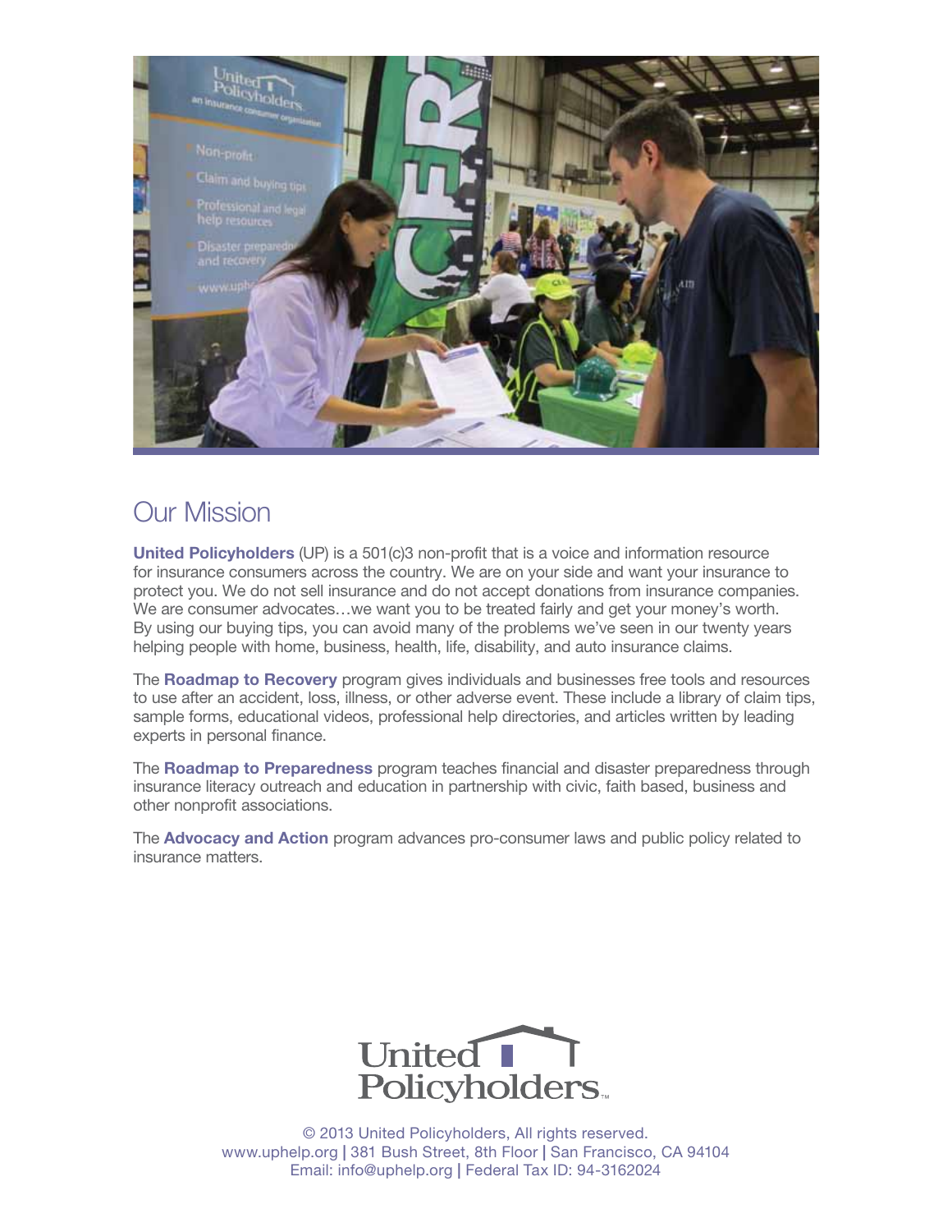## Our Mission

**United Policyholders** (UP) is a 501(c)3 non-profit that is a voice and information resource for insurance consumers across the country. We are on your side and want your insurance to protect you. We do not sell insurance and do not accept donations from insurance companies. We are consumer advocates…we want you to be treated fairly and get your money's worth. By using our buying tips, you can avoid many of the problems we've seen in our twenty years helping people with home, business, health, life, disability, and auto insurance claims.

The **Roadmap to Recovery** program gives individuals and businesses free tools and resources to use after an accident, loss, illness, or other adverse event. These include a library of claim tips, sample forms, educational videos, professional help directories, and articles written by leading experts in personal finance.

The **Roadmap to Preparedness** program teaches financial and disaster preparedness through insurance literacy outreach and education in partnership with civic, faith based, business and other nonprofit associations.

The **Advocacy and Action** program advances pro-consumer laws and public policy related to insurance matters.

United Policyholders™

© 2013 United Policyholders, All rights reserved.
www.uphelp.org | 381 Bush Street, 8th Floor | San Francisco, CA 94104
Email: info@uphelp.org | Federal Tax ID: 94-3162024